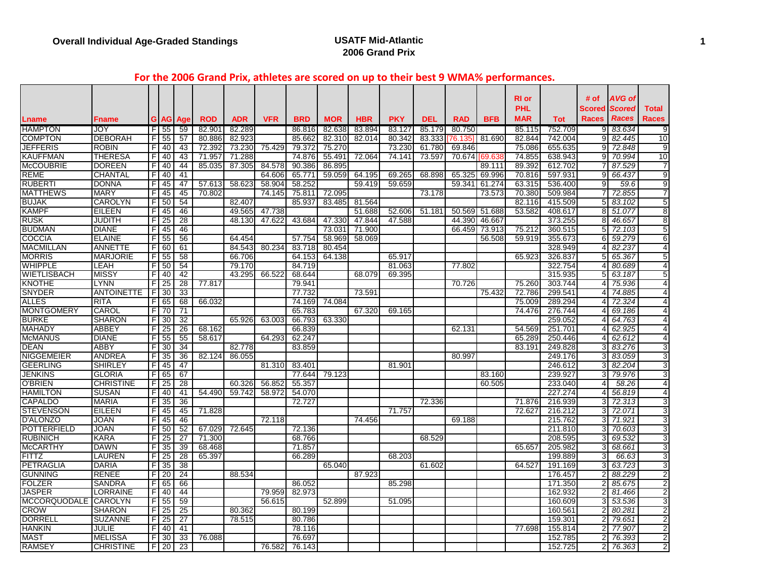**Overall Individual Age-Graded Standings**

**USATF Mid-Atlantic**
**2006 Grand Prix**

## For the 2006 Grand Prix, athletes are scored on up to their best 9 WMA% performances.

| Lname | Fname | G | AG | Age | ROD | ADR | VFR | BRD | MOR | HBR | PKY | DEL | RAD | BFB | RI or PHL MAR | Tot | # of Scored Races | AVG of Scored Races | Total Races |
|---|---|---|---|---|---|---|---|---|---|---|---|---|---|---|---|---|---|---|---|
| HAMPTON | JOY | F | 55 | 59 | 82.901 | 82.289 | | 86.816 | 82.638 | 83.894 | 83.127 | 85.179 | 80.750 | | 85.115 | 752.709 | 9 | 83.634 | 9 |
| COMPTON | DEBORAH | F | 55 | 57 | 80.886 | 82.923 | | 85.662 | 82.310 | 82.014 | 80.342 | 83.333 | [76.135] | 81.690 | 82.844 | 742.004 | 9 | 82.445 | 10 |
| JEFFERIS | ROBIN | F | 40 | 43 | 72.392 | 73.230 | 75.429 | 79.372 | 75.270 | | 73.230 | 61.780 | 69.846 | | 75.086 | 655.635 | 9 | 72.848 | 9 |
| KAUFFMAN | THERESA | F | 40 | 43 | 71.957 | 71.288 | | 74.876 | 55.491 | 72.064 | 74.141 | 73.597 | 70.674 | [69.638 | 74.855 | 638.943 | 9 | 70.994 | 10 |
| McCOUBRIE | DOREEN | F | 40 | 44 | 85.035 | 87.305 | 84.578 | 90.386 | 86.895 | | | | | 89.111 | 89.392 | 612.702 | 7 | 87.529 | 7 |
| REME | CHANTAL | F | 40 | 41 | | | 64.606 | 65.771 | 59.059 | 64.195 | 69.265 | 68.898 | 65.325 | 69.996 | 70.816 | 597.931 | 9 | 66.437 | 9 |
| RUBERTI | DONNA | F | 45 | 47 | 57.613 | 58.623 | 58.904 | 58.252 | | 59.419 | 59.659 | | 59.341 | 61.274 | 63.315 | 536.400 | 9 | 59.6 | 9 |
| MATTHEWS | MARY | F | 45 | 45 | 70.802 | | 74.145 | 75.811 | 72.095 | | | 73.178 | | 73.573 | 70.380 | 509.984 | 7 | 72.855 | 7 |
| BUJAK | CAROLYN | F | 50 | 54 | | 82.407 | | 85.937 | 83.485 | 81.564 | | | | | 82.116 | 415.509 | 5 | 83.102 | 5 |
| KAMPF | EILEEN | F | 45 | 46 | | | 49.565 | 47.738 | | 51.688 | 52.606 | 51.181 | 50.569 | 51.688 | 53.582 | 408.617 | 8 | 51.077 | 8 |
| RUSK | JUDITH | F | 25 | 28 | | 48.130 | 47.622 | 43.684 | 47.330 | 47.844 | 47.588 | | 44.390 | 46.667 | | 373.255 | 8 | 46.657 | 8 |
| BUDMAN | DIANE | F | 45 | 46 | | | | | 73.031 | 71.900 | | | 66.459 | 73.913 | 75.212 | 360.515 | 5 | 72.103 | 5 |
| COCCIA | ELAINE | F | 55 | 56 | | 64.454 | | 57.754 | 58.969 | 58.069 | | | | 56.508 | 59.919 | 355.673 | 6 | 59.279 | 6 |
| MACMILLAN | ANNETTE | F | 60 | 61 | | 84.543 | 80.234 | 83.718 | 80.454 | | | | | | | 328.949 | 4 | 82.237 | 4 |
| MORRIS | MARJORIE | F | 55 | 58 | | 66.706 | | 64.153 | 64.138 | | 65.917 | | | | 65.923 | 326.837 | 5 | 65.367 | 5 |
| WHIPPLE | LEAH | F | 50 | 54 | | 79.170 | | 84.719 | | | 81.063 | | 77.802 | | | 322.754 | 4 | 80.689 | 4 |
| WIETLISBACH | MISSY | F | 40 | 42 | | 43.295 | 66.522 | 68.644 | | 68.079 | 69.395 | | | | | 315.935 | 5 | 63.187 | 5 |
| KNOTHE | LYNN | F | 25 | 28 | 77.817 | | | 79.941 | | | | | 70.726 | | 75.260 | 303.744 | 4 | 75.936 | 4 |
| SNYDER | ANTOINETTE | F | 30 | 33 | | | | 77.732 | | 73.591 | | | | 75.432 | 72.786 | 299.541 | 4 | 74.885 | 4 |
| ALLES | RITA | F | 65 | 68 | 66.032 | | | 74.169 | 74.084 | | | | | | 75.009 | 289.294 | 4 | 72.324 | 4 |
| MONTGOMERY | CAROL | F | 70 | 71 | | | | 65.783 | | 67.320 | 69.165 | | | | 74.476 | 276.744 | 4 | 69.186 | 4 |
| BURKE | SHARON | F | 30 | 32 | | 65.926 | 63.003 | 66.793 | 63.330 | | | | | | | 259.052 | 4 | 64.763 | 4 |
| MAHADY | ABBEY | F | 25 | 26 | 68.162 | | | 66.839 | | | | | 62.131 | | 54.569 | 251.701 | 4 | 62.925 | 4 |
| McMANUS | DIANE | F | 55 | 55 | 58.617 | | 64.293 | 62.247 | | | | | | | 65.289 | 250.446 | 4 | 62.612 | 4 |
| DEAN | ABBY | F | 30 | 34 | | 82.778 | | 83.859 | | | | | | | 83.191 | 249.828 | 3 | 83.276 | 3 |
| NIGGEMEIER | ANDREA | F | 35 | 36 | 82.124 | 86.055 | | | | | | | 80.997 | | | 249.176 | 3 | 83.059 | 3 |
| GEERLING | SHIRLEY | F | 45 | 47 | | | 81.310 | 83.401 | | | 81.901 | | | | | 246.612 | 3 | 82.204 | 3 |
| JENKINS | GLORIA | F | 65 | 67 | | | | 77.644 | 79.123 | | | | | 83.160 | | 239.927 | 3 | 79.976 | 3 |
| O'BRIEN | CHRISTINE | F | 25 | 28 | | 60.326 | 56.852 | 55.357 | | | | | | 60.505 | | 233.040 | 4 | 58.26 | 4 |
| HAMILTON | SUSAN | F | 40 | 41 | 54.490 | 59.742 | 58.972 | 54.070 | | | | | | | | 227.274 | 4 | 56.819 | 4 |
| CAPALDO | MARIA | F | 35 | 36 | | | | 72.727 | | | | 72.336 | | | 71.876 | 216.939 | 3 | 72.313 | 3 |
| STEVENSON | EILEEN | F | 45 | 45 | 71.828 | | | | | | 71.757 | | | | 72.627 | 216.212 | 3 | 72.071 | 3 |
| D'ALONZO | JOAN | F | 45 | 46 | | | 72.118 | | | 74.456 | | | 69.188 | | | 215.762 | 3 | 71.921 | 3 |
| POTTERFIELD | JOAN | F | 50 | 52 | 67.029 | 72.645 | | 72.136 | | | | | | | | 211.810 | 3 | 70.603 | 3 |
| RUBINICH | KARA | F | 25 | 27 | 71.300 | | | 68.766 | | | | 68.529 | | | | 208.595 | 3 | 69.532 | 3 |
| McCARTHY | DAWN | F | 35 | 39 | 68.468 | | | 71.857 | | | | | | | 65.657 | 205.982 | 3 | 68.661 | 3 |
| FITTZ | LAUREN | F | 25 | 28 | 65.397 | | | 66.289 | | | 68.203 | | | | | 199.889 | 3 | 66.63 | 3 |
| PETRAGLIA | DARIA | F | 35 | 38 | | | | | 65.040 | | | 61.602 | | | 64.527 | 191.169 | 3 | 63.723 | 3 |
| GUNNING | RENEE | F | 20 | 24 | | 88.534 | | | | 87.923 | | | | | | 176.457 | 2 | 88.229 | 2 |
| FOLZER | SANDRA | F | 65 | 66 | | | | 86.052 | | | 85.298 | | | | | 171.350 | 2 | 85.675 | 2 |
| JASPER | LORRAINE | F | 40 | 44 | | | 79.959 | 82.973 | | | | | | | | 162.932 | 2 | 81.466 | 2 |
| MCCORQUODALE | CAROLYN | F | 55 | 59 | | | 56.615 | | 52.899 | | 51.095 | | | | | 160.609 | 3 | 53.536 | 3 |
| CROW | SHARON | F | 25 | 25 | | 80.362 | | 80.199 | | | | | | | | 160.561 | 2 | 80.281 | 2 |
| DORRELL | SUZANNE | F | 25 | 27 | | 78.515 | | 80.786 | | | | | | | | 159.301 | 2 | 79.651 | 2 |
| HANKIN | JULIE | F | 40 | 41 | | | | 78.116 | | | | | | | 77.698 | 155.814 | 2 | 77.907 | 2 |
| MAST | MELISSA | F | 30 | 33 | 76.088 | | | 76.697 | | | | | | | | 152.785 | 2 | 76.393 | 2 |
| RAMSEY | CHRISTINE | F | 20 | 23 | | | 76.582 | 76.143 | | | | | | | | 152.725 | 2 | 76.363 | 2 |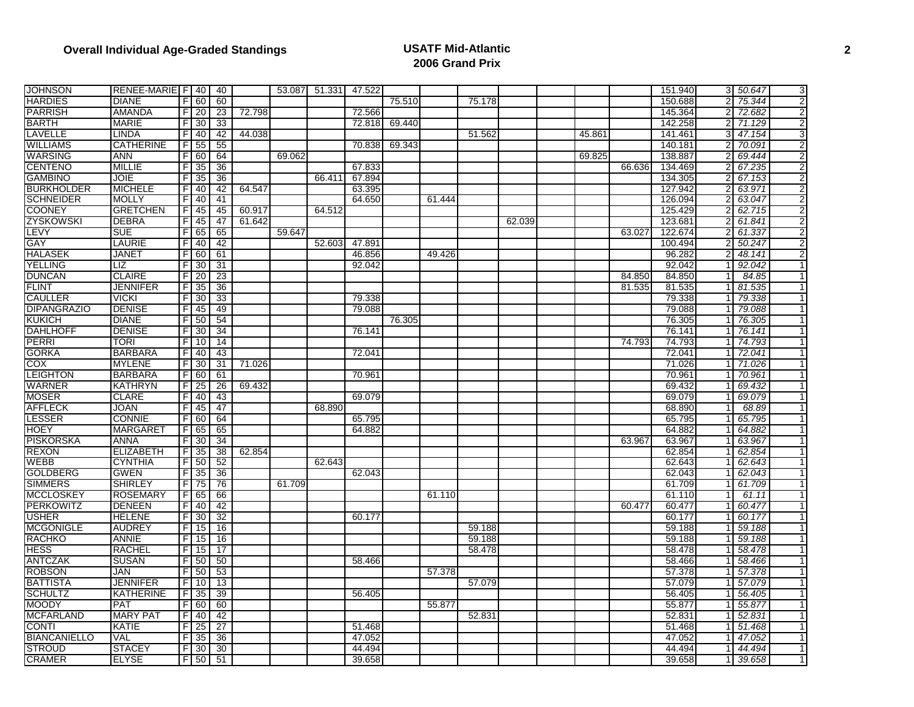**Overall Individual Age-Graded Standings**

**USATF Mid-Atlantic**
**2006 Grand Prix**

| | | | | | | | | | | | | | | | | | | |
|---|---|---|---|---|---|---|---|---|---|---|---|---|---|---|---|---|---|---|
| JOHNSON | RENEE-MARIE | F | 40 | 40 | | 53.087 | 51.331 | 47.522 | | | | | | | | 151.940 | 3 | *50.647* | 3 |
| HARDIES | DIANE | F | 60 | 60 | | | | | 75.510 | | 75.178 | | | | | 150.688 | 2 | *75.344* | 2 |
| PARRISH | AMANDA | F | 20 | 23 | 72.798 | | | 72.566 | | | | | | | | 145.364 | 2 | *72.682* | 2 |
| BARTH | MARIE | F | 30 | 33 | | | | 72.818 | 69.440 | | | | | | | 142.258 | 2 | *71.129* | 2 |
| LAVELLE | LINDA | F | 40 | 42 | 44.038 | | | | | | 51.562 | | | 45.861 | | 141.461 | 3 | *47.154* | 3 |
| WILLIAMS | CATHERINE | F | 55 | 55 | | | | 70.838 | 69.343 | | | | | | | 140.181 | 2 | *70.091* | 2 |
| WARSING | ANN | F | 60 | 64 | | 69.062 | | | | | | | | 69.825 | | 138.887 | 2 | *69.444* | 2 |
| CENTENO | MILLIE | F | 35 | 36 | | | | 67.833 | | | | | | | 66.636 | 134.469 | 2 | *67.235* | 2 |
| GAMBINO | JOIE | F | 35 | 36 | | | 66.411 | 67.894 | | | | | | | | 134.305 | 2 | *67.153* | 2 |
| BURKHOLDER | MICHELE | F | 40 | 42 | 64.547 | | | 63.395 | | | | | | | | 127.942 | 2 | *63.971* | 2 |
| SCHNEIDER | MOLLY | F | 40 | 41 | | | | 64.650 | | 61.444 | | | | | | 126.094 | 2 | *63.047* | 2 |
| COONEY | GRETCHEN | F | 45 | 45 | 60.917 | | 64.512 | | | | | | | | | 125.429 | 2 | *62.715* | 2 |
| ZYSKOWSKI | DEBRA | F | 45 | 47 | 61.642 | | | | | | | 62.039 | | | | 123.681 | 2 | *61.841* | 2 |
| LEVY | SUE | F | 65 | 65 | | 59.647 | | | | | | | | | 63.027 | 122.674 | 2 | *61.337* | 2 |
| GAY | LAURIE | F | 40 | 42 | | | 52.603 | 47.891 | | | | | | | | 100.494 | 2 | *50.247* | 2 |
| HALASEK | JANET | F | 60 | 61 | | | | 46.856 | | 49.426 | | | | | | 96.282 | 2 | *48.141* | 2 |
| YELLING | LIZ | F | 30 | 31 | | | | 92.042 | | | | | | | | 92.042 | 1 | *92.042* | 1 |
| DUNCAN | CLAIRE | F | 20 | 23 | | | | | | | | | | | 84.850 | 84.850 | 1 | *84.85* | 1 |
| FLINT | JENNIFER | F | 35 | 36 | | | | | | | | | | | 81.535 | 81.535 | 1 | *81.535* | 1 |
| CAULLER | VICKI | F | 30 | 33 | | | | 79.338 | | | | | | | | 79.338 | 1 | *79.338* | 1 |
| DIPANGRAZIO | DENISE | F | 45 | 49 | | | | 79.088 | | | | | | | | 79.088 | 1 | *79.088* | 1 |
| KUKICH | DIANE | F | 50 | 54 | | | | | 76.305 | | | | | | | 76.305 | 1 | *76.305* | 1 |
| DAHLHOFF | DENISE | F | 30 | 34 | | | | 76.141 | | | | | | | | 76.141 | 1 | *76.141* | 1 |
| PERRI | TORI | F | 10 | 14 | | | | | | | | | | | 74.793 | 74.793 | 1 | *74.793* | 1 |
| GORKA | BARBARA | F | 40 | 43 | | | | 72.041 | | | | | | | | 72.041 | 1 | *72.041* | 1 |
| COX | MYLENE | F | 30 | 31 | 71.026 | | | | | | | | | | | 71.026 | 1 | *71.026* | 1 |
| LEIGHTON | BARBARA | F | 60 | 61 | | | | 70.961 | | | | | | | | 70.961 | 1 | *70.961* | 1 |
| WARNER | KATHRYN | F | 25 | 26 | 69.432 | | | | | | | | | | | 69.432 | 1 | *69.432* | 1 |
| MOSER | CLARE | F | 40 | 43 | | | | 69.079 | | | | | | | | 69.079 | 1 | *69.079* | 1 |
| AFFLECK | JOAN | F | 45 | 47 | | | 68.890 | | | | | | | | | 68.890 | 1 | *68.89* | 1 |
| LESSER | CONNIE | F | 60 | 64 | | | | 65.795 | | | | | | | | 65.795 | 1 | *65.795* | 1 |
| HOEY | MARGARET | F | 65 | 65 | | | | 64.882 | | | | | | | | 64.882 | 1 | *64.882* | 1 |
| PISKORSKA | ANNA | F | 30 | 34 | | | | | | | | | | | 63.967 | 63.967 | 1 | *63.967* | 1 |
| REXON | ELIZABETH | F | 35 | 38 | 62.854 | | | | | | | | | | | 62.854 | 1 | *62.854* | 1 |
| WEBB | CYNTHIA | F | 50 | 52 | | | 62.643 | | | | | | | | | 62.643 | 1 | *62.643* | 1 |
| GOLDBERG | GWEN | F | 35 | 36 | | | | 62.043 | | | | | | | | 62.043 | 1 | *62.043* | 1 |
| SIMMERS | SHIRLEY | F | 75 | 76 | | 61.709 | | | | | | | | | | 61.709 | 1 | *61.709* | 1 |
| MCCLOSKEY | ROSEMARY | F | 65 | 66 | | | | | | 61.110 | | | | | | 61.110 | 1 | *61.11* | 1 |
| PERKOWITZ | DENEEN | F | 40 | 42 | | | | | | | | | | | 60.477 | 60.477 | 1 | *60.477* | 1 |
| USHER | HELENE | F | 30 | 32 | | | | 60.177 | | | | | | | | 60.177 | 1 | *60.177* | 1 |
| MCGONIGLE | AUDREY | F | 15 | 16 | | | | | | | 59.188 | | | | | 59.188 | 1 | *59.188* | 1 |
| RACHKO | ANNIE | F | 15 | 16 | | | | | | | 59.188 | | | | | 59.188 | 1 | *59.188* | 1 |
| HESS | RACHEL | F | 15 | 17 | | | | | | | 58.478 | | | | | 58.478 | 1 | *58.478* | 1 |
| ANTCZAK | SUSAN | F | 50 | 50 | | | | 58.466 | | | | | | | | 58.466 | 1 | *58.466* | 1 |
| ROBSON | JAN | F | 50 | 53 | | | | | | 57.378 | | | | | | 57.378 | 1 | *57.378* | 1 |
| BATTISTA | JENNIFER | F | 10 | 13 | | | | | | | 57.079 | | | | | 57.079 | 1 | *57.079* | 1 |
| SCHULTZ | KATHERINE | F | 35 | 39 | | | | 56.405 | | | | | | | | 56.405 | 1 | *56.405* | 1 |
| MOODY | PAT | F | 60 | 60 | | | | | | 55.877 | | | | | | 55.877 | 1 | *55.877* | 1 |
| MCFARLAND | MARY PAT | F | 40 | 42 | | | | | | | 52.831 | | | | | 52.831 | 1 | *52.831* | 1 |
| CONTI | KATIE | F | 25 | 27 | | | | 51.468 | | | | | | | | 51.468 | 1 | *51.468* | 1 |
| BIANCANIELLO | VAL | F | 35 | 36 | | | | 47.052 | | | | | | | | 47.052 | 1 | *47.052* | 1 |
| STROUD | STACEY | F | 30 | 30 | | | | 44.494 | | | | | | | | 44.494 | 1 | *44.494* | 1 |
| CRAMER | ELYSE | F | 50 | 51 | | | | 39.658 | | | | | | | | 39.658 | 1 | *39.658* | 1 |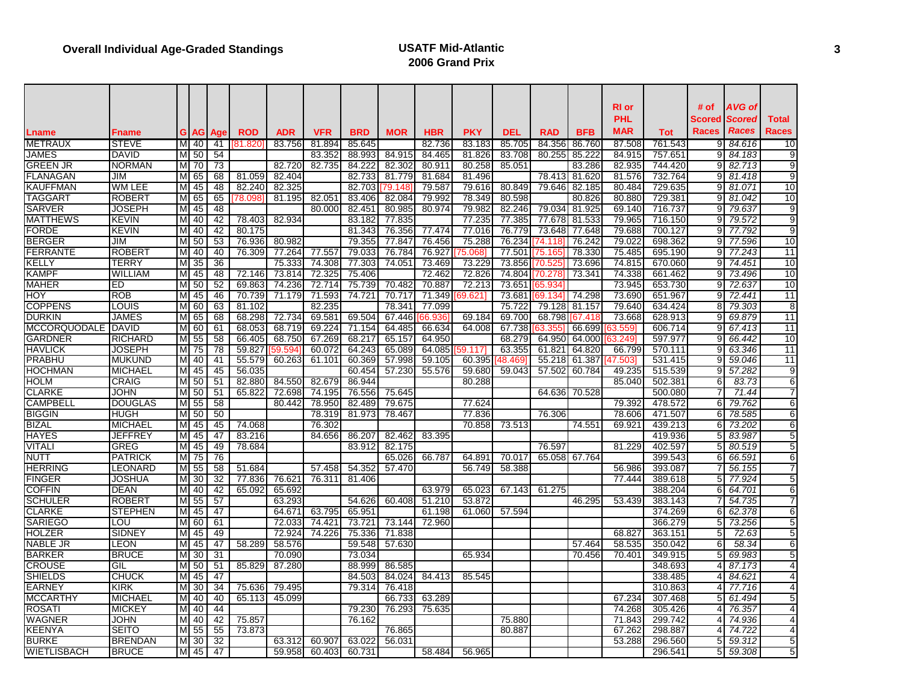# Overall Individual Age-Graded Standings

## USATF Mid-Atlantic 2006 Grand Prix

| Lname | Fname | G | AG | Age | ROD | ADR | VFR | BRD | MOR | HBR | PKY | DEL | RAD | BFB | RI or PHL MAR | Tot | # of Scored Races | AVG of Scored Races | Total Races |
|---|---|---|---|---|---|---|---|---|---|---|---|---|---|---|---|---|---|---|---|
| METRAUX | STEVE | M | 40 | 41 | [81.820] | 83.756 | 81.894 | 85.645 | | 82.736 | 83.183 | 85.705 | 84.356 | 86.760 | 87.508 | 761.543 | 9 | 84.616 | 10 |
| JAMES | DAVID | M | 50 | 54 | | | 83.352 | 88.993 | 84.915 | 84.465 | 81.826 | 83.708 | 80.255 | 85.222 | 84.915 | 757.651 | 9 | 84.183 | 9 |
| GREEN JR | NORMAN | M | 70 | 73 | | 82.720 | 82.735 | 84.222 | 82.302 | 80.911 | 80.258 | 85.051 | | 83.286 | 82.935 | 744.420 | 9 | 82.713 | 9 |
| FLANAGAN | JIM | M | 65 | 68 | 81.059 | 82.404 | | 82.733 | 81.779 | 81.684 | 81.496 | | 78.413 | 81.620 | 81.576 | 732.764 | 9 | 81.418 | 9 |
| KAUFFMAN | WM LEE | M | 45 | 48 | 82.240 | 82.325 | | 82.703 | [79.148] | 79.587 | 79.616 | 80.849 | 79.646 | 82.185 | 80.484 | 729.635 | 9 | 81.071 | 10 |
| TAGGART | ROBERT | M | 65 | 65 | [78.098] | 81.195 | 82.051 | 83.406 | 82.084 | 79.992 | 78.349 | 80.598 | | 80.826 | 80.880 | 729.381 | 9 | 81.042 | 10 |
| SARVER | JOSEPH | M | 45 | 48 | | | 80.000 | 82.451 | 80.985 | 80.974 | 79.982 | 82.246 | 79.034 | 81.925 | 69.140 | 716.737 | 9 | 79.637 | 9 |
| MATTHEWS | KEVIN | M | 40 | 42 | 78.403 | 82.934 | | 83.182 | 77.835 | | 77.235 | 77.385 | 77.678 | 81.533 | 79.965 | 716.150 | 9 | 79.572 | 9 |
| FORDE | KEVIN | M | 40 | 42 | 80.175 | | | 81.343 | 76.356 | 77.474 | 77.016 | 76.779 | 73.648 | 77.648 | 79.688 | 700.127 | 9 | 77.792 | 9 |
| BERGER | JIM | M | 50 | 53 | 76.936 | 80.982 | | 79.355 | 77.847 | 76.456 | 75.288 | 76.234 | [74.118] | 76.242 | 79.022 | 698.362 | 9 | 77.596 | 10 |
| FERRANTE | ROBERT | M | 40 | 40 | 76.309 | 77.264 | 77.557 | 79.033 | 76.784 | 76.927 | [75.068] | 77.501 | [75.165] | 78.330 | 75.485 | 695.190 | 9 | 77.243 | 11 |
| KELLY | TERRY | M | 35 | 36 | | 75.333 | 74.308 | 77.303 | 74.051 | 73.469 | 73.229 | 73.856 | [70.525] | 73.696 | 74.815 | 670.060 | 9 | 74.451 | 10 |
| KAMPF | WILLIAM | M | 45 | 48 | 72.146 | 73.814 | 72.325 | 75.406 | | 72.462 | 72.826 | 74.804 | [70.278] | 73.341 | 74.338 | 661.462 | 9 | 73.496 | 10 |
| MAHER | ED | M | 50 | 52 | 69.863 | 74.236 | 72.714 | 75.739 | 70.482 | 70.887 | 72.213 | 73.651 | [65.934] | | 73.945 | 653.730 | 9 | 72.637 | 10 |
| HOY | ROB | M | 45 | 46 | 70.739 | 71.179 | 71.593 | 74.721 | 70.717 | 71.349 | [69.621] | 73.681 | [69.134] | 74.298 | 73.690 | 651.967 | 9 | 72.441 | 11 |
| COPPENS | LOUIS | M | 60 | 63 | 81.102 | | 82.235 | | 78.341 | 77.099 | | 75.722 | 79.128 | 81.157 | 79.640 | 634.424 | 8 | 79.303 | 8 |
| DURKIN | JAMES | M | 65 | 68 | 68.298 | 72.734 | 69.581 | 69.504 | 67.446 | [66.936] | 69.184 | 69.700 | 68.798 | [67.418] | 73.668 | 628.913 | 9 | 69.879 | 11 |
| MCCORQUODALE | DAVID | M | 60 | 61 | 68.053 | 68.719 | 69.224 | 71.154 | 64.485 | 66.634 | 64.008 | 67.738 | [63.355] | 66.699 | [63.559] | 606.714 | 9 | 67.413 | 11 |
| GARDNER | RICHARD | M | 55 | 58 | 66.405 | 68.750 | 67.269 | 68.217 | 65.157 | 64.950 | | 68.279 | 64.950 | 64.000 | [63.249] | 597.977 | 9 | 66.442 | 10 |
| HAVLICK | JOSEPH | M | 75 | 78 | 59.827 | [59.594] | 60.072 | 64.243 | 65.089 | 64.085 | [59.117] | 63.355 | 61.821 | 64.820 | 66.799 | 570.111 | 9 | 63.346 | 11 |
| PRABHU | MUKUND | M | 40 | 41 | 55.579 | 60.263 | 61.101 | 60.369 | 57.998 | 59.105 | 60.395 | [48.469] | 55.218 | 61.387 | [47.503] | 531.415 | 9 | 59.046 | 11 |
| HOCHMAN | MICHAEL | M | 45 | 45 | 56.035 | | | 60.454 | 57.230 | 55.576 | 59.680 | 59.043 | 57.502 | 60.784 | 49.235 | 515.539 | 9 | 57.282 | 9 |
| HOLM | CRAIG | M | 50 | 51 | 82.880 | 84.550 | 82.679 | 86.944 | | | 80.288 | | | | 85.040 | 502.381 | 6 | 83.73 | 6 |
| CLARKE | JOHN | M | 50 | 51 | 65.822 | 72.698 | 74.195 | 76.556 | 75.645 | | | | 64.636 | 70.528 | | 500.080 | 7 | 71.44 | 7 |
| CAMPBELL | DOUGLAS | M | 55 | 58 | | 80.442 | 78.950 | 82.489 | 79.675 | | 77.624 | | | | 79.392 | 478.572 | 6 | 79.762 | 6 |
| BIGGIN | HUGH | M | 50 | 50 | | | 78.319 | 81.973 | 78.467 | | 77.836 | | 76.306 | | 78.606 | 471.507 | 6 | 78.585 | 6 |
| BIZAL | MICHAEL | M | 45 | 45 | 74.068 | | 76.302 | | | | 70.858 | 73.513 | | 74.551 | 69.921 | 439.213 | 6 | 73.202 | 6 |
| HAYES | JEFFREY | M | 45 | 47 | 83.216 | | 84.656 | 86.207 | 82.462 | 83.395 | | | | | | 419.936 | 5 | 83.987 | 5 |
| VITALI | GREG | M | 45 | 49 | 78.684 | | | 83.912 | 82.175 | | | | 76.597 | | 81.229 | 402.597 | 5 | 80.519 | 5 |
| NUTT | PATRICK | M | 75 | 76 | | | | | 65.026 | 66.787 | 64.891 | 70.017 | 65.058 | 67.764 | | 399.543 | 6 | 66.591 | 6 |
| HERRING | LEONARD | M | 55 | 58 | 51.684 | | 57.458 | 54.352 | 57.470 | | 56.749 | 58.388 | | | 56.986 | 393.087 | 7 | 56.155 | 7 |
| FINGER | JOSHUA | M | 30 | 32 | 77.836 | 76.621 | 76.311 | 81.406 | | | | | | | 77.444 | 389.618 | 5 | 77.924 | 5 |
| COFFIN | DEAN | M | 40 | 42 | 65.092 | 65.692 | | | | 63.979 | 65.023 | 67.143 | 61.275 | | | 388.204 | 6 | 64.701 | 6 |
| SCHULER | ROBERT | M | 55 | 57 | | 63.293 | | 54.626 | 60.408 | 51.210 | 53.872 | | | 46.295 | 53.439 | 383.143 | 7 | 54.735 | 7 |
| CLARKE | STEPHEN | M | 45 | 47 | | 64.671 | 63.795 | 65.951 | | 61.198 | 61.060 | 57.594 | | | | 374.269 | 6 | 62.378 | 6 |
| SARIEGO | LOU | M | 60 | 61 | | 72.033 | 74.421 | 73.721 | 73.144 | 72.960 | | | | | | 366.279 | 5 | 73.256 | 5 |
| HOLZER | SIDNEY | M | 45 | 49 | | 72.924 | 74.226 | 75.336 | 71.838 | | | | | | 68.827 | 363.151 | 5 | 72.63 | 5 |
| NABLE JR | LEON | M | 45 | 47 | 58.289 | 58.576 | | 59.548 | 57.630 | | | | | 57.464 | 58.535 | 350.042 | 6 | 58.34 | 6 |
| BARKER | BRUCE | M | 30 | 31 | | 70.090 | | 73.034 | | | 65.934 | | | 70.456 | 70.401 | 349.915 | 5 | 69.983 | 5 |
| CROUSE | GIL | M | 50 | 51 | 85.829 | 87.280 | | 88.999 | 86.585 | | | | | | | 348.693 | 4 | 87.173 | 4 |
| SHIELDS | CHUCK | M | 45 | 47 | | | | 84.503 | 84.024 | 84.413 | 85.545 | | | | | 338.485 | 4 | 84.621 | 4 |
| EARNEY | KIRK | M | 30 | 34 | 75.636 | 79.495 | | 79.314 | 76.418 | | | | | | | 310.863 | 4 | 77.716 | 4 |
| MCCARTHY | MICHAEL | M | 40 | 40 | 65.113 | 45.099 | | | 66.733 | 63.289 | | | | | 67.234 | 307.468 | 5 | 61.494 | 5 |
| ROSATI | MICKEY | M | 40 | 44 | | | | 79.230 | 76.293 | 75.635 | | | | | 74.268 | 305.426 | 4 | 76.357 | 4 |
| WAGNER | JOHN | M | 40 | 42 | 75.857 | | | 76.162 | | | | 75.880 | | | 71.843 | 299.742 | 4 | 74.936 | 4 |
| KEENYA | SEITO | M | 55 | 55 | 73.873 | | | | 76.865 | | | 80.887 | | | 67.262 | 298.887 | 4 | 74.722 | 4 |
| BURKE | BRENDAN | M | 30 | 32 | | 63.312 | 60.907 | 63.022 | 56.031 | | | | | | 53.288 | 296.560 | 5 | 59.312 | 5 |
| WIETLISBACH | BRUCE | M | 45 | 47 | | 59.958 | 60.403 | 60.731 | | 58.484 | 56.965 | | | | | 296.541 | 5 | 59.308 | 5 |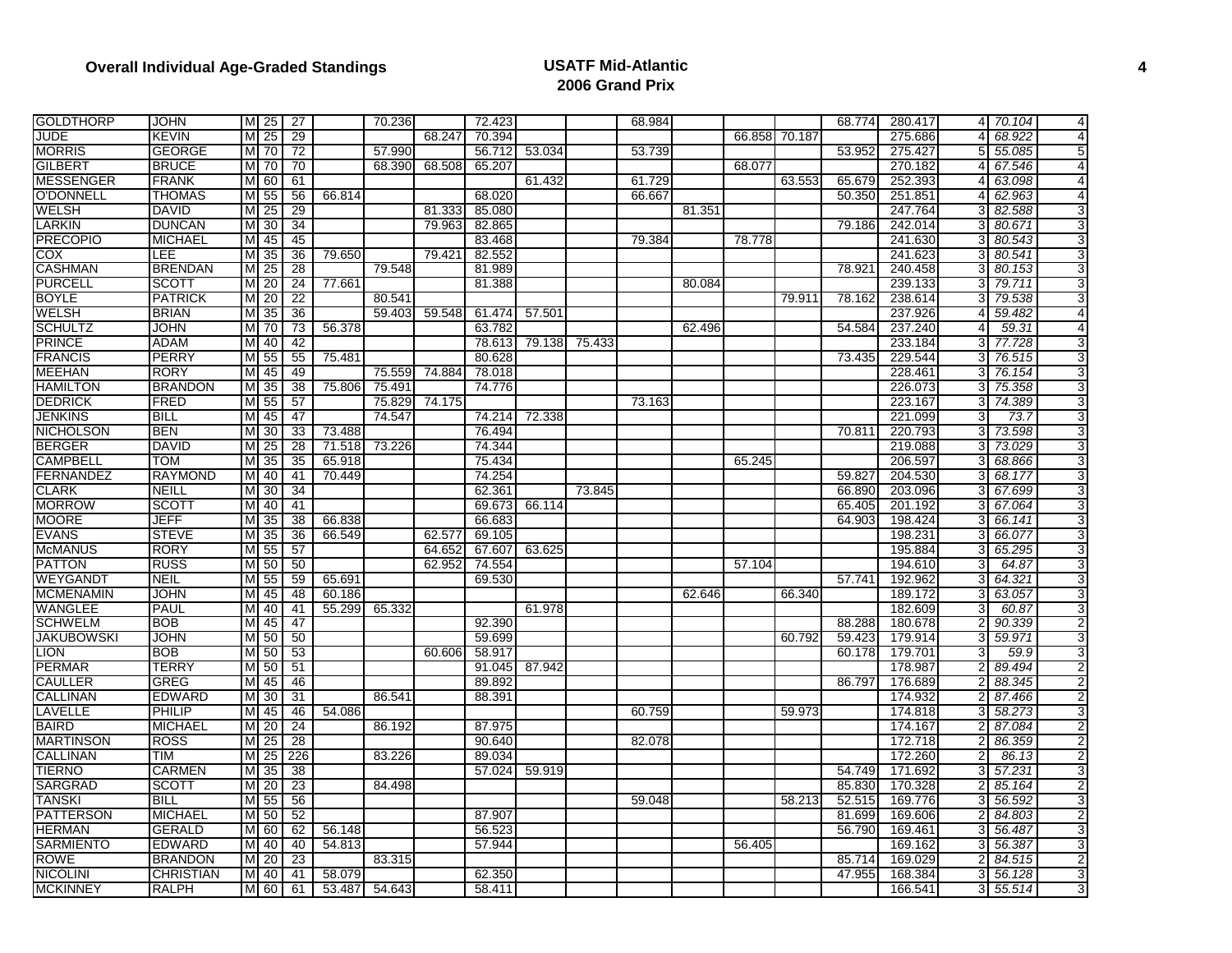# Overall Individual Age-Graded Standings

## USATF Mid-Atlantic 2006 Grand Prix

| | | | | | | | | | | | | | | | | | | | |
|---|---|---|---|---|---|---|---|---|---|---|---|---|---|---|---|---|---|---|---|
| GOLDTHORP | JOHN | M | 25 | 27 | | 70.236 | | 72.423 | | | 68.984 | | | | 68.774 | 280.417 | 4 | 70.104 | 4 |
| JUDE | KEVIN | M | 25 | 29 | | | 68.247 | 70.394 | | | | | 66.858 | 70.187 | | 275.686 | 4 | 68.922 | 4 |
| MORRIS | GEORGE | M | 70 | 72 | | 57.990 | | 56.712 | 53.034 | | 53.739 | | | | 53.952 | 275.427 | 5 | 55.085 | 5 |
| GILBERT | BRUCE | M | 70 | 70 | | 68.390 | 68.508 | 65.207 | | | | | 68.077 | | | 270.182 | 4 | 67.546 | 4 |
| MESSENGER | FRANK | M | 60 | 61 | | | | | 61.432 | | 61.729 | | | 63.553 | 65.679 | 252.393 | 4 | 63.098 | 4 |
| O'DONNELL | THOMAS | M | 55 | 56 | 66.814 | | | 68.020 | | | 66.667 | | | | 50.350 | 251.851 | 4 | 62.963 | 4 |
| WELSH | DAVID | M | 25 | 29 | | | 81.333 | 85.080 | | | | 81.351 | | | | 247.764 | 3 | 82.588 | 3 |
| LARKIN | DUNCAN | M | 30 | 34 | | | 79.963 | 82.865 | | | | | | | 79.186 | 242.014 | 3 | 80.671 | 3 |
| PRECOPIO | MICHAEL | M | 45 | 45 | | | | 83.468 | | | 79.384 | | 78.778 | | | 241.630 | 3 | 80.543 | 3 |
| COX | LEE | M | 35 | 36 | 79.650 | | 79.421 | 82.552 | | | | | | | | 241.623 | 3 | 80.541 | 3 |
| CASHMAN | BRENDAN | M | 25 | 28 | | 79.548 | | 81.989 | | | | | | | 78.921 | 240.458 | 3 | 80.153 | 3 |
| PURCELL | SCOTT | M | 20 | 24 | 77.661 | | | 81.388 | | | | 80.084 | | | | 239.133 | 3 | 79.711 | 3 |
| BOYLE | PATRICK | M | 20 | 22 | | 80.541 | | | | | | | | 79.911 | 78.162 | 238.614 | 3 | 79.538 | 3 |
| WELSH | BRIAN | M | 35 | 36 | | 59.403 | 59.548 | 61.474 | 57.501 | | | | | | | 237.926 | 4 | 59.482 | 4 |
| SCHULTZ | JOHN | M | 70 | 73 | 56.378 | | | 63.782 | | | | 62.496 | | | 54.584 | 237.240 | 4 | 59.31 | 4 |
| PRINCE | ADAM | M | 40 | 42 | | | | 78.613 | 79.138 | 75.433 | | | | | | 233.184 | 3 | 77.728 | 3 |
| FRANCIS | PERRY | M | 55 | 55 | 75.481 | | | 80.628 | | | | | | | 73.435 | 229.544 | 3 | 76.515 | 3 |
| MEEHAN | RORY | M | 45 | 49 | | 75.559 | 74.884 | 78.018 | | | | | | | | 228.461 | 3 | 76.154 | 3 |
| HAMILTON | BRANDON | M | 35 | 38 | 75.806 | 75.491 | | 74.776 | | | | | | | | 226.073 | 3 | 75.358 | 3 |
| DEDRICK | FRED | M | 55 | 57 | | 75.829 | 74.175 | | | | 73.163 | | | | | 223.167 | 3 | 74.389 | 3 |
| JENKINS | BILL | M | 45 | 47 | | 74.547 | | 74.214 | 72.338 | | | | | | | 221.099 | 3 | 73.7 | 3 |
| NICHOLSON | BEN | M | 30 | 33 | 73.488 | | | 76.494 | | | | | | | 70.811 | 220.793 | 3 | 73.598 | 3 |
| BERGER | DAVID | M | 25 | 28 | 71.518 | 73.226 | | 74.344 | | | | | | | | 219.088 | 3 | 73.029 | 3 |
| CAMPBELL | TOM | M | 35 | 35 | 65.918 | | | 75.434 | | | | | 65.245 | | | 206.597 | 3 | 68.866 | 3 |
| FERNANDEZ | RAYMOND | M | 40 | 41 | 70.449 | | | 74.254 | | | | | | | 59.827 | 204.530 | 3 | 68.177 | 3 |
| CLARK | NEILL | M | 30 | 34 | | | | 62.361 | | 73.845 | | | | | 66.890 | 203.096 | 3 | 67.699 | 3 |
| MORROW | SCOTT | M | 40 | 41 | | | | 69.673 | 66.114 | | | | | | 65.405 | 201.192 | 3 | 67.064 | 3 |
| MOORE | JEFF | M | 35 | 38 | 66.838 | | | 66.683 | | | | | | | 64.903 | 198.424 | 3 | 66.141 | 3 |
| EVANS | STEVE | M | 35 | 36 | 66.549 | | 62.577 | 69.105 | | | | | | | | 198.231 | 3 | 66.077 | 3 |
| McMANUS | RORY | M | 55 | 57 | | | 64.652 | 67.607 | 63.625 | | | | | | | 195.884 | 3 | 65.295 | 3 |
| PATTON | RUSS | M | 50 | 50 | | | 62.952 | 74.554 | | | | | 57.104 | | | 194.610 | 3 | 64.87 | 3 |
| WEYGANDT | NEIL | M | 55 | 59 | 65.691 | | | 69.530 | | | | | | | 57.741 | 192.962 | 3 | 64.321 | 3 |
| MCMENAMIN | JOHN | M | 45 | 48 | 60.186 | | | | | | | 62.646 | | 66.340 | | 189.172 | 3 | 63.057 | 3 |
| WANGLEE | PAUL | M | 40 | 41 | 55.299 | 65.332 | | | 61.978 | | | | | | | 182.609 | 3 | 60.87 | 3 |
| SCHWELM | BOB | M | 45 | 47 | | | | 92.390 | | | | | | | 88.288 | 180.678 | 2 | 90.339 | 2 |
| JAKUBOWSKI | JOHN | M | 50 | 50 | | | | 59.699 | | | | | | 60.792 | 59.423 | 179.914 | 3 | 59.971 | 3 |
| LION | BOB | M | 50 | 53 | | | 60.606 | 58.917 | | | | | | | 60.178 | 179.701 | 3 | 59.9 | 3 |
| PERMAR | TERRY | M | 50 | 51 | | | | 91.045 | 87.942 | | | | | | | 178.987 | 2 | 89.494 | 2 |
| CAULLER | GREG | M | 45 | 46 | | | | 89.892 | | | | | | | 86.797 | 176.689 | 2 | 88.345 | 2 |
| CALLINAN | EDWARD | M | 30 | 31 | | 86.541 | | 88.391 | | | | | | | | 174.932 | 2 | 87.466 | 2 |
| LAVELLE | PHILIP | M | 45 | 46 | 54.086 | | | | | | 60.759 | | | 59.973 | | 174.818 | 3 | 58.273 | 3 |
| BAIRD | MICHAEL | M | 20 | 24 | | 86.192 | | 87.975 | | | | | | | | 174.167 | 2 | 87.084 | 2 |
| MARTINSON | ROSS | M | 25 | 28 | | | | 90.640 | | | 82.078 | | | | | 172.718 | 2 | 86.359 | 2 |
| CALLINAN | TIM | M | 25 | 226 | | 83.226 | | 89.034 | | | | | | | | 172.260 | 2 | 86.13 | 2 |
| TIERNO | CARMEN | M | 35 | 38 | | | | 57.024 | 59.919 | | | | | | 54.749 | 171.692 | 3 | 57.231 | 3 |
| SARGRAD | SCOTT | M | 20 | 23 | | 84.498 | | | | | | | | | 85.830 | 170.328 | 2 | 85.164 | 2 |
| TANSKI | BILL | M | 55 | 56 | | | | | | | 59.048 | | | 58.213 | 52.515 | 169.776 | 3 | 56.592 | 3 |
| PATTERSON | MICHAEL | M | 50 | 52 | | | | 87.907 | | | | | | | 81.699 | 169.606 | 2 | 84.803 | 2 |
| HERMAN | GERALD | M | 60 | 62 | 56.148 | | | 56.523 | | | | | | | 56.790 | 169.461 | 3 | 56.487 | 3 |
| SARMIENTO | EDWARD | M | 40 | 40 | 54.813 | | | 57.944 | | | | | 56.405 | | | 169.162 | 3 | 56.387 | 3 |
| ROWE | BRANDON | M | 20 | 23 | | 83.315 | | | | | | | | | 85.714 | 169.029 | 2 | 84.515 | 2 |
| NICOLINI | CHRISTIAN | M | 40 | 41 | 58.079 | | | 62.350 | | | | | | | 47.955 | 168.384 | 3 | 56.128 | 3 |
| MCKINNEY | RALPH | M | 60 | 61 | 53.487 | 54.643 | | 58.411 | | | | | | | | 166.541 | 3 | 55.514 | 3 |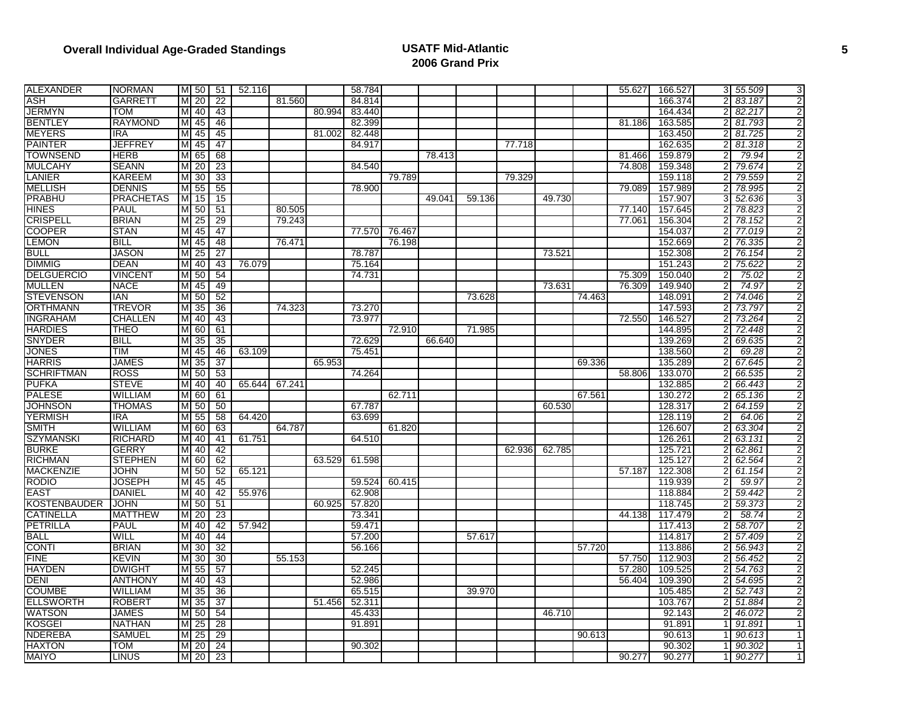**Overall Individual Age-Graded Standings**

**USATF Mid-Atlantic**
**2006 Grand Prix**

| | | | | | | | | | | | | | | | | | | | |
|---|---|---|---|---|---|---|---|---|---|---|---|---|---|---|---|---|---|---|---|
| ALEXANDER | NORMAN | M | 50 | 51 | 52.116 | | | 58.784 | | | | | | | 55.627 | 166.527 | 3 | *55.509* | 3 |
| ASH | GARRETT | M | 20 | 22 | | 81.560 | | 84.814 | | | | | | | | 166.374 | 2 | *83.187* | 2 |
| JERMYN | TOM | M | 40 | 43 | | | 80.994 | 83.440 | | | | | | | | 164.434 | 2 | *82.217* | 2 |
| BENTLEY | RAYMOND | M | 45 | 46 | | | | 82.399 | | | | | | | 81.186 | 163.585 | 2 | *81.793* | 2 |
| MEYERS | IRA | M | 45 | 45 | | | 81.002 | 82.448 | | | | | | | | 163.450 | 2 | *81.725* | 2 |
| PAINTER | JEFFREY | M | 45 | 47 | | | | 84.917 | | | | 77.718 | | | | 162.635 | 2 | *81.318* | 2 |
| TOWNSEND | HERB | M | 65 | 68 | | | | | | 78.413 | | | | | 81.466 | 159.879 | 2 | *79.94* | 2 |
| MULCAHY | SEANN | M | 20 | 23 | | | | 84.540 | | | | | | | 74.808 | 159.348 | 2 | *79.674* | 2 |
| LANIER | KAREEM | M | 30 | 33 | | | | | 79.789 | | | 79.329 | | | | 159.118 | 2 | *79.559* | 2 |
| MELLISH | DENNIS | M | 55 | 55 | | | | 78.900 | | | | | | | 79.089 | 157.989 | 2 | *78.995* | 2 |
| PRABHU | PRACHETAS | M | 15 | 15 | | | | | | 49.041 | 59.136 | | 49.730 | | | 157.907 | 3 | *52.636* | 3 |
| HINES | PAUL | M | 50 | 51 | | 80.505 | | | | | | | | | 77.140 | 157.645 | 2 | *78.823* | 2 |
| CRISPELL | BRIAN | M | 25 | 29 | | 79.243 | | | | | | | | | 77.061 | 156.304 | 2 | *78.152* | 2 |
| COOPER | STAN | M | 45 | 47 | | | | 77.570 | 76.467 | | | | | | | 154.037 | 2 | *77.019* | 2 |
| LEMON | BILL | M | 45 | 48 | | 76.471 | | | 76.198 | | | | | | | 152.669 | 2 | *76.335* | 2 |
| BULL | JASON | M | 25 | 27 | | | | 78.787 | | | | | 73.521 | | | 152.308 | 2 | *76.154* | 2 |
| DIMMIG | DEAN | M | 40 | 43 | 76.079 | | | 75.164 | | | | | | | | 151.243 | 2 | *75.622* | 2 |
| DELGUERCIO | VINCENT | M | 50 | 54 | | | | 74.731 | | | | | | | 75.309 | 150.040 | 2 | *75.02* | 2 |
| MULLEN | NACE | M | 45 | 49 | | | | | | | | | 73.631 | | 76.309 | 149.940 | 2 | *74.97* | 2 |
| STEVENSON | IAN | M | 50 | 52 | | | | | | | 73.628 | | | 74.463 | | 148.091 | 2 | *74.046* | 2 |
| ORTHMANN | TREVOR | M | 35 | 36 | | 74.323 | | 73.270 | | | | | | | | 147.593 | 2 | *73.797* | 2 |
| INGRAHAM | CHALLEN | M | 40 | 43 | | | | 73.977 | | | | | | | 72.550 | 146.527 | 2 | *73.264* | 2 |
| HARDIES | THEO | M | 60 | 61 | | | | | 72.910 | | 71.985 | | | | | 144.895 | 2 | *72.448* | 2 |
| SNYDER | BILL | M | 35 | 35 | | | | 72.629 | | 66.640 | | | | | | 139.269 | 2 | *69.635* | 2 |
| JONES | TIM | M | 45 | 46 | 63.109 | | | 75.451 | | | | | | | | 138.560 | 2 | *69.28* | 2 |
| HARRIS | JAMES | M | 35 | 37 | | | 65.953 | | | | | | | 69.336 | | 135.289 | 2 | *67.645* | 2 |
| SCHRIFTMAN | ROSS | M | 50 | 53 | | | | 74.264 | | | | | | | 58.806 | 133.070 | 2 | *66.535* | 2 |
| PUFKA | STEVE | M | 40 | 40 | 65.644 | 67.241 | | | | | | | | | | 132.885 | 2 | *66.443* | 2 |
| PALESE | WILLIAM | M | 60 | 61 | | | | | 62.711 | | | | | 67.561 | | 130.272 | 2 | *65.136* | 2 |
| JOHNSON | THOMAS | M | 50 | 50 | | | | 67.787 | | | | | 60.530 | | | 128.317 | 2 | *64.159* | 2 |
| YERMISH | IRA | M | 55 | 58 | 64.420 | | | 63.699 | | | | | | | | 128.119 | 2 | *64.06* | 2 |
| SMITH | WILLIAM | M | 60 | 63 | | 64.787 | | | 61.820 | | | | | | | 126.607 | 2 | *63.304* | 2 |
| SZYMANSKI | RICHARD | M | 40 | 41 | 61.751 | | | 64.510 | | | | | | | | 126.261 | 2 | *63.131* | 2 |
| BURKE | GERRY | M | 40 | 42 | | | | | | | | 62.936 | 62.785 | | | 125.721 | 2 | *62.861* | 2 |
| RICHMAN | STEPHEN | M | 60 | 62 | | | 63.529 | 61.598 | | | | | | | | 125.127 | 2 | *62.564* | 2 |
| MACKENZIE | JOHN | M | 50 | 52 | 65.121 | | | | | | | | | | 57.187 | 122.308 | 2 | *61.154* | 2 |
| RODIO | JOSEPH | M | 45 | 45 | | | | 59.524 | 60.415 | | | | | | | 119.939 | 2 | *59.97* | 2 |
| EAST | DANIEL | M | 40 | 42 | 55.976 | | | 62.908 | | | | | | | | 118.884 | 2 | *59.442* | 2 |
| KOSTENBAUDER | JOHN | M | 50 | 51 | | | 60.925 | 57.820 | | | | | | | | 118.745 | 2 | *59.373* | 2 |
| CATINELLA | MATTHEW | M | 20 | 23 | | | | 73.341 | | | | | | | 44.138 | 117.479 | 2 | *58.74* | 2 |
| PETRILLA | PAUL | M | 40 | 42 | 57.942 | | | 59.471 | | | | | | | | 117.413 | 2 | *58.707* | 2 |
| BALL | WILL | M | 40 | 44 | | | | 57.200 | | | 57.617 | | | | | 114.817 | 2 | *57.409* | 2 |
| CONTI | BRIAN | M | 30 | 32 | | | | 56.166 | | | | | | 57.720 | | 113.886 | 2 | *56.943* | 2 |
| FINE | KEVIN | M | 30 | 30 | | 55.153 | | | | | | | | | 57.750 | 112.903 | 2 | *56.452* | 2 |
| HAYDEN | DWIGHT | M | 55 | 57 | | | | 52.245 | | | | | | | 57.280 | 109.525 | 2 | *54.763* | 2 |
| DENI | ANTHONY | M | 40 | 43 | | | | 52.986 | | | | | | | 56.404 | 109.390 | 2 | *54.695* | 2 |
| COUMBE | WILLIAM | M | 35 | 36 | | | | 65.515 | | | 39.970 | | | | | 105.485 | 2 | *52.743* | 2 |
| ELLSWORTH | ROBERT | M | 35 | 37 | | | 51.456 | 52.311 | | | | | | | | 103.767 | 2 | *51.884* | 2 |
| WATSON | JAMES | M | 50 | 54 | | | | 45.433 | | | | | 46.710 | | | 92.143 | 2 | *46.072* | 2 |
| KOSGEI | NATHAN | M | 25 | 28 | | | | 91.891 | | | | | | | | 91.891 | 1 | *91.891* | 1 |
| NDEREBA | SAMUEL | M | 25 | 29 | | | | | | | | | | 90.613 | | 90.613 | 1 | *90.613* | 1 |
| HAXTON | TOM | M | 20 | 24 | | | | 90.302 | | | | | | | | 90.302 | 1 | *90.302* | 1 |
| MAIYO | LINUS | M | 20 | 23 | | | | | | | | | | | 90.277 | 90.277 | 1 | *90.277* | 1 |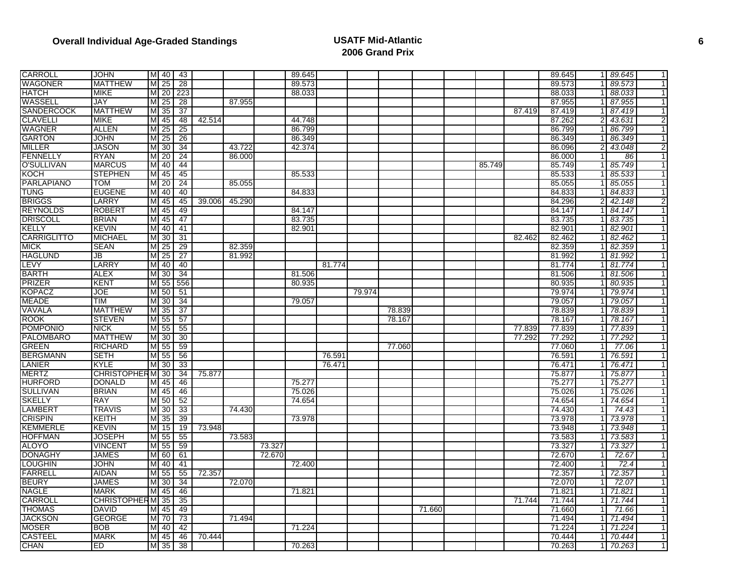**Overall Individual Age-Graded Standings**

**USATF Mid-Atlantic**
**2006 Grand Prix**

| | | | | | | | | | | | | | | | | | | | |
|---|---|---|---|---|---|---|---|---|---|---|---|---|---|---|---|---|---|---|---|
| CARROLL | JOHN | M | 40 | 43 | | | | 89.645 | | | | | | | | 89.645 | 1 | 89.645 | 1 |
| WAGONER | MATTHEW | M | 25 | 28 | | | | 89.573 | | | | | | | | 89.573 | 1 | 89.573 | 1 |
| HATCH | MIKE | M | 20 | 223 | | | | 88.033 | | | | | | | | 88.033 | 1 | 88.033 | 1 |
| WASSELL | JAY | M | 25 | 28 | | 87.955 | | | | | | | | | | 87.955 | 1 | 87.955 | 1 |
| SANDERCOCK | MATTHEW | M | 35 | 37 | | | | | | | | | | | 87.419 | 87.419 | 1 | 87.419 | 1 |
| CLAVELLI | MIKE | M | 45 | 48 | 42.514 | | | 44.748 | | | | | | | | 87.262 | 2 | 43.631 | 2 |
| WAGNER | ALLEN | M | 25 | 25 | | | | 86.799 | | | | | | | | 86.799 | 1 | 86.799 | 1 |
| GARTON | JOHN | M | 25 | 26 | | | | 86.349 | | | | | | | | 86.349 | 1 | 86.349 | 1 |
| MILLER | JASON | M | 30 | 34 | | 43.722 | | 42.374 | | | | | | | | 86.096 | 2 | 43.048 | 2 |
| FENNELLY | RYAN | M | 20 | 24 | | 86.000 | | | | | | | | | | 86.000 | 1 | 86 | 1 |
| O'SULLIVAN | MARCUS | M | 40 | 44 | | | | | | | | | | 85.749 | | 85.749 | 1 | 85.749 | 1 |
| KOCH | STEPHEN | M | 45 | 45 | | | | 85.533 | | | | | | | | 85.533 | 1 | 85.533 | 1 |
| PARLAPIANO | TOM | M | 20 | 24 | | 85.055 | | | | | | | | | | 85.055 | 1 | 85.055 | 1 |
| TUNG | EUGENE | M | 40 | 40 | | | | 84.833 | | | | | | | | 84.833 | 1 | 84.833 | 1 |
| BRIGGS | LARRY | M | 45 | 45 | 39.006 | 45.290 | | | | | | | | | | 84.296 | 2 | 42.148 | 2 |
| REYNOLDS | ROBERT | M | 45 | 49 | | | | 84.147 | | | | | | | | 84.147 | 1 | 84.147 | 1 |
| DRISCOLL | BRIAN | M | 45 | 47 | | | | 83.735 | | | | | | | | 83.735 | 1 | 83.735 | 1 |
| KELLY | KEVIN | M | 40 | 41 | | | | 82.901 | | | | | | | | 82.901 | 1 | 82.901 | 1 |
| CARRIGLITTO | MICHAEL | M | 30 | 31 | | | | | | | | | | | 82.462 | 82.462 | 1 | 82.462 | 1 |
| MICK | SEAN | M | 25 | 29 | | 82.359 | | | | | | | | | | 82.359 | 1 | 82.359 | 1 |
| HAGLUND | JB | M | 25 | 27 | | 81.992 | | | | | | | | | | 81.992 | 1 | 81.992 | 1 |
| LEVY | LARRY | M | 40 | 40 | | | | | 81.774 | | | | | | | 81.774 | 1 | 81.774 | 1 |
| BARTH | ALEX | M | 30 | 34 | | | | 81.506 | | | | | | | | 81.506 | 1 | 81.506 | 1 |
| PRIZER | KENT | M | 55 | 556 | | | | 80.935 | | | | | | | | 80.935 | 1 | 80.935 | 1 |
| KOPACZ | JOE | M | 50 | 51 | | | | | | 79.974 | | | | | | 79.974 | 1 | 79.974 | 1 |
| MEADE | TIM | M | 30 | 34 | | | | 79.057 | | | | | | | | 79.057 | 1 | 79.057 | 1 |
| VAVALA | MATTHEW | M | 35 | 37 | | | | | | | 78.839 | | | | | 78.839 | 1 | 78.839 | 1 |
| ROOK | STEVEN | M | 55 | 57 | | | | | | | 78.167 | | | | | 78.167 | 1 | 78.167 | 1 |
| POMPONIO | NICK | M | 55 | 55 | | | | | | | | | | | 77.839 | 77.839 | 1 | 77.839 | 1 |
| PALOMBARO | MATTHEW | M | 30 | 30 | | | | | | | | | | | 77.292 | 77.292 | 1 | 77.292 | 1 |
| GREEN | RICHARD | M | 55 | 59 | | | | | | | 77.060 | | | | | 77.060 | 1 | 77.06 | 1 |
| BERGMANN | SETH | M | 55 | 56 | | | | | 76.591 | | | | | | | 76.591 | 1 | 76.591 | 1 |
| LANIER | KYLE | M | 30 | 33 | | | | | 76.471 | | | | | | | 76.471 | 1 | 76.471 | 1 |
| MERTZ | CHRISTOPHER | M | 30 | 34 | 75.877 | | | | | | | | | | | 75.877 | 1 | 75.877 | 1 |
| HURFORD | DONALD | M | 45 | 46 | | | | 75.277 | | | | | | | | 75.277 | 1 | 75.277 | 1 |
| SULLIVAN | BRIAN | M | 45 | 46 | | | | 75.026 | | | | | | | | 75.026 | 1 | 75.026 | 1 |
| SKELLY | RAY | M | 50 | 52 | | | | 74.654 | | | | | | | | 74.654 | 1 | 74.654 | 1 |
| LAMBERT | TRAVIS | M | 30 | 33 | | 74.430 | | | | | | | | | | 74.430 | 1 | 74.43 | 1 |
| CRISPIN | KEITH | M | 35 | 39 | | | | 73.978 | | | | | | | | 73.978 | 1 | 73.978 | 1 |
| KEMMERLE | KEVIN | M | 15 | 19 | 73.948 | | | | | | | | | | | 73.948 | 1 | 73.948 | 1 |
| HOFFMAN | JOSEPH | M | 55 | 55 | | 73.583 | | | | | | | | | | 73.583 | 1 | 73.583 | 1 |
| ALOYO | VINCENT | M | 55 | 59 | | | 73.327 | | | | | | | | | 73.327 | 1 | 73.327 | 1 |
| DONAGHY | JAMES | M | 60 | 61 | | | 72.670 | | | | | | | | | 72.670 | 1 | 72.67 | 1 |
| LOUGHIN | JOHN | M | 40 | 41 | | | | 72.400 | | | | | | | | 72.400 | 1 | 72.4 | 1 |
| FARRELL | AIDAN | M | 55 | 55 | 72.357 | | | | | | | | | | | 72.357 | 1 | 72.357 | 1 |
| BEURY | JAMES | M | 30 | 34 | | 72.070 | | | | | | | | | | 72.070 | 1 | 72.07 | 1 |
| NAGLE | MARK | M | 45 | 46 | | | | 71.821 | | | | | | | | 71.821 | 1 | 71.821 | 1 |
| CARROLL | CHRISTOPHER | M | 35 | 35 | | | | | | | | | | | 71.744 | 71.744 | 1 | 71.744 | 1 |
| THOMAS | DAVID | M | 45 | 49 | | | | | | | | 71.660 | | | | 71.660 | 1 | 71.66 | 1 |
| JACKSON | GEORGE | M | 70 | 73 | | 71.494 | | | | | | | | | | 71.494 | 1 | 71.494 | 1 |
| MOSER | BOB | M | 40 | 42 | | | | 71.224 | | | | | | | | 71.224 | 1 | 71.224 | 1 |
| CASTEEL | MARK | M | 45 | 46 | 70.444 | | | | | | | | | | | 70.444 | 1 | 70.444 | 1 |
| CHAN | ED | M | 35 | 38 | | | | 70.263 | | | | | | | | 70.263 | 1 | 70.263 | 1 |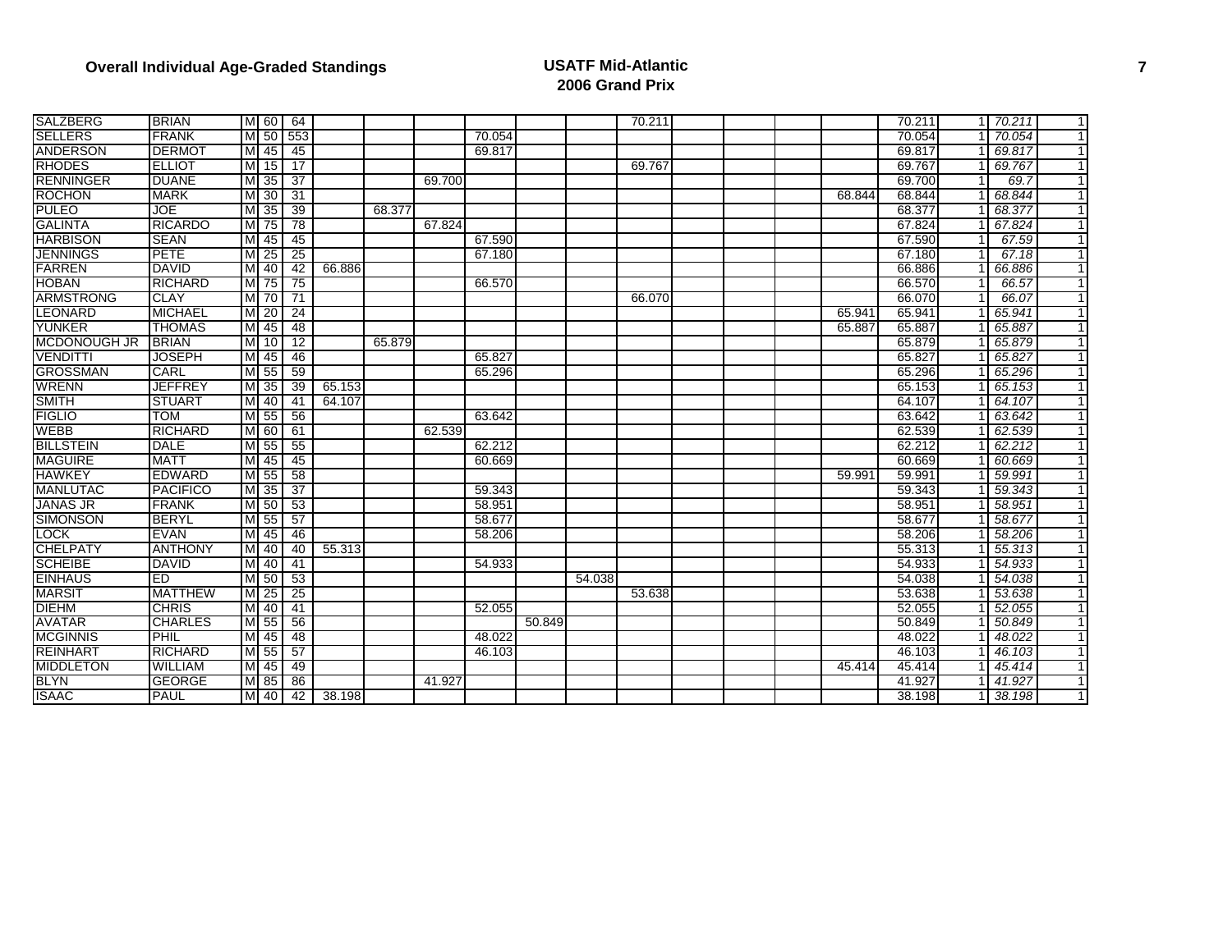**Overall Individual Age-Graded Standings**

**USATF Mid-Atlantic**
**2006 Grand Prix**

| | | | | | | | | | | | | | | | | | | | |
|---|---|---|---|---|---|---|---|---|---|---|---|---|---|---|---|---|---|---|---|
| SALZBERG | BRIAN | M | 60 | 64 | | | | | | | 70.211 | | | | | 70.211 | 1 | 70.211 | 1 |
| SELLERS | FRANK | M | 50 | 553 | | | | 70.054 | | | | | | | | 70.054 | 1 | 70.054 | 1 |
| ANDERSON | DERMOT | M | 45 | 45 | | | | 69.817 | | | | | | | | 69.817 | 1 | 69.817 | 1 |
| RHODES | ELLIOT | M | 15 | 17 | | | | | | | 69.767 | | | | | 69.767 | 1 | 69.767 | 1 |
| RENNINGER | DUANE | M | 35 | 37 | | | 69.700 | | | | | | | | | 69.700 | 1 | 69.7 | 1 |
| ROCHON | MARK | M | 30 | 31 | | | | | | | | | | | 68.844 | 68.844 | 1 | 68.844 | 1 |
| PULEO | JOE | M | 35 | 39 | | 68.377 | | | | | | | | | | 68.377 | 1 | 68.377 | 1 |
| GALINTA | RICARDO | M | 75 | 78 | | | 67.824 | | | | | | | | | 67.824 | 1 | 67.824 | 1 |
| HARBISON | SEAN | M | 45 | 45 | | | | 67.590 | | | | | | | | 67.590 | 1 | 67.59 | 1 |
| JENNINGS | PETE | M | 25 | 25 | | | | 67.180 | | | | | | | | 67.180 | 1 | 67.18 | 1 |
| FARREN | DAVID | M | 40 | 42 | 66.886 | | | | | | | | | | | 66.886 | 1 | 66.886 | 1 |
| HOBAN | RICHARD | M | 75 | 75 | | | | 66.570 | | | | | | | | 66.570 | 1 | 66.57 | 1 |
| ARMSTRONG | CLAY | M | 70 | 71 | | | | | | | 66.070 | | | | | 66.070 | 1 | 66.07 | 1 |
| LEONARD | MICHAEL | M | 20 | 24 | | | | | | | | | | | 65.941 | 65.941 | 1 | 65.941 | 1 |
| YUNKER | THOMAS | M | 45 | 48 | | | | | | | | | | | 65.887 | 65.887 | 1 | 65.887 | 1 |
| MCDONOUGH JR | BRIAN | M | 10 | 12 | | 65.879 | | | | | | | | | | 65.879 | 1 | 65.879 | 1 |
| VENDITTI | JOSEPH | M | 45 | 46 | | | | 65.827 | | | | | | | | 65.827 | 1 | 65.827 | 1 |
| GROSSMAN | CARL | M | 55 | 59 | | | | 65.296 | | | | | | | | 65.296 | 1 | 65.296 | 1 |
| WRENN | JEFFREY | M | 35 | 39 | 65.153 | | | | | | | | | | | 65.153 | 1 | 65.153 | 1 |
| SMITH | STUART | M | 40 | 41 | 64.107 | | | | | | | | | | | 64.107 | 1 | 64.107 | 1 |
| FIGLIO | TOM | M | 55 | 56 | | | | 63.642 | | | | | | | | 63.642 | 1 | 63.642 | 1 |
| WEBB | RICHARD | M | 60 | 61 | | | 62.539 | | | | | | | | | 62.539 | 1 | 62.539 | 1 |
| BILLSTEIN | DALE | M | 55 | 55 | | | | 62.212 | | | | | | | | 62.212 | 1 | 62.212 | 1 |
| MAGUIRE | MATT | M | 45 | 45 | | | | 60.669 | | | | | | | | 60.669 | 1 | 60.669 | 1 |
| HAWKEY | EDWARD | M | 55 | 58 | | | | | | | | | | | 59.991 | 59.991 | 1 | 59.991 | 1 |
| MANLUTAC | PACIFICO | M | 35 | 37 | | | | 59.343 | | | | | | | | 59.343 | 1 | 59.343 | 1 |
| JANAS JR | FRANK | M | 50 | 53 | | | | 58.951 | | | | | | | | 58.951 | 1 | 58.951 | 1 |
| SIMONSON | BERYL | M | 55 | 57 | | | | 58.677 | | | | | | | | 58.677 | 1 | 58.677 | 1 |
| LOCK | EVAN | M | 45 | 46 | | | | 58.206 | | | | | | | | 58.206 | 1 | 58.206 | 1 |
| CHELPATY | ANTHONY | M | 40 | 40 | 55.313 | | | | | | | | | | | 55.313 | 1 | 55.313 | 1 |
| SCHEIBE | DAVID | M | 40 | 41 | | | | 54.933 | | | | | | | | 54.933 | 1 | 54.933 | 1 |
| EINHAUS | ED | M | 50 | 53 | | | | | | 54.038 | | | | | | 54.038 | 1 | 54.038 | 1 |
| MARSIT | MATTHEW | M | 25 | 25 | | | | | | | 53.638 | | | | | 53.638 | 1 | 53.638 | 1 |
| DIEHM | CHRIS | M | 40 | 41 | | | | 52.055 | | | | | | | | 52.055 | 1 | 52.055 | 1 |
| AVATAR | CHARLES | M | 55 | 56 | | | | | 50.849 | | | | | | | 50.849 | 1 | 50.849 | 1 |
| MCGINNIS | PHIL | M | 45 | 48 | | | | 48.022 | | | | | | | | 48.022 | 1 | 48.022 | 1 |
| REINHART | RICHARD | M | 55 | 57 | | | | 46.103 | | | | | | | | 46.103 | 1 | 46.103 | 1 |
| MIDDLETON | WILLIAM | M | 45 | 49 | | | | | | | | | | | 45.414 | 45.414 | 1 | 45.414 | 1 |
| BLYN | GEORGE | M | 85 | 86 | | | 41.927 | | | | | | | | | 41.927 | 1 | 41.927 | 1 |
| ISAAC | PAUL | M | 40 | 42 | 38.198 | | | | | | | | | | | 38.198 | 1 | 38.198 | 1 |